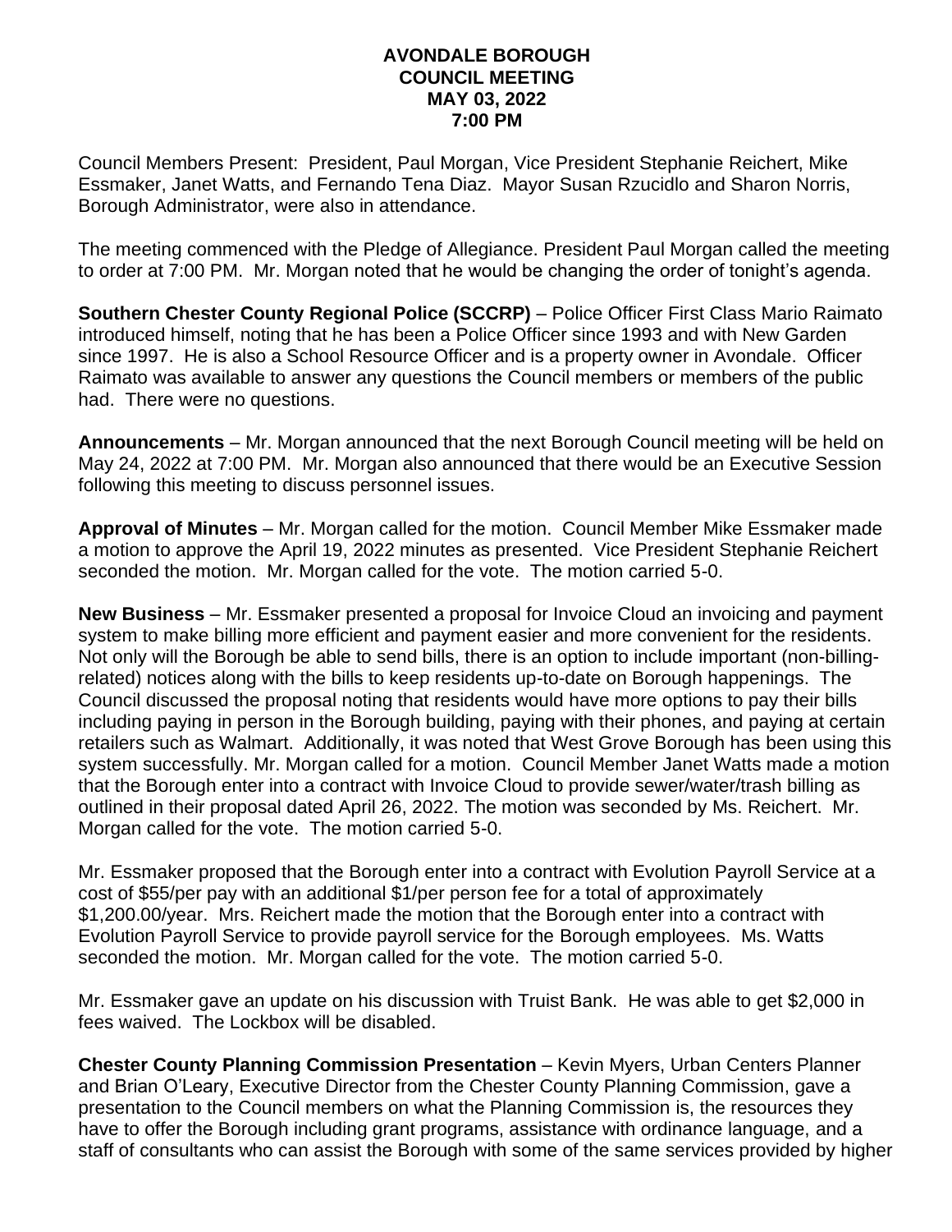# AVONDALE BOROUGH
## COUNCIL MEETING
## MAY 03, 2022
## 7:00 PM

Council Members Present: President, Paul Morgan, Vice President Stephanie Reichert, Mike Essmaker, Janet Watts, and Fernando Tena Diaz. Mayor Susan Rzucidlo and Sharon Norris, Borough Administrator, were also in attendance.

The meeting commenced with the Pledge of Allegiance. President Paul Morgan called the meeting to order at 7:00 PM. Mr. Morgan noted that he would be changing the order of tonight's agenda.

**Southern Chester County Regional Police (SCCRP)** – Police Officer First Class Mario Raimato introduced himself, noting that he has been a Police Officer since 1993 and with New Garden since 1997. He is also a School Resource Officer and is a property owner in Avondale. Officer Raimato was available to answer any questions the Council members or members of the public had. There were no questions.

**Announcements** – Mr. Morgan announced that the next Borough Council meeting will be held on May 24, 2022 at 7:00 PM. Mr. Morgan also announced that there would be an Executive Session following this meeting to discuss personnel issues.

**Approval of Minutes** – Mr. Morgan called for the motion. Council Member Mike Essmaker made a motion to approve the April 19, 2022 minutes as presented. Vice President Stephanie Reichert seconded the motion. Mr. Morgan called for the vote. The motion carried 5-0.

**New Business** – Mr. Essmaker presented a proposal for Invoice Cloud an invoicing and payment system to make billing more efficient and payment easier and more convenient for the residents. Not only will the Borough be able to send bills, there is an option to include important (non-billing-related) notices along with the bills to keep residents up-to-date on Borough happenings. The Council discussed the proposal noting that residents would have more options to pay their bills including paying in person in the Borough building, paying with their phones, and paying at certain retailers such as Walmart. Additionally, it was noted that West Grove Borough has been using this system successfully. Mr. Morgan called for a motion. Council Member Janet Watts made a motion that the Borough enter into a contract with Invoice Cloud to provide sewer/water/trash billing as outlined in their proposal dated April 26, 2022. The motion was seconded by Ms. Reichert. Mr. Morgan called for the vote. The motion carried 5-0.

Mr. Essmaker proposed that the Borough enter into a contract with Evolution Payroll Service at a cost of $55/per pay with an additional $1/per person fee for a total of approximately $1,200.00/year. Mrs. Reichert made the motion that the Borough enter into a contract with Evolution Payroll Service to provide payroll service for the Borough employees. Ms. Watts seconded the motion. Mr. Morgan called for the vote. The motion carried 5-0.

Mr. Essmaker gave an update on his discussion with Truist Bank. He was able to get $2,000 in fees waived. The Lockbox will be disabled.

**Chester County Planning Commission Presentation** – Kevin Myers, Urban Centers Planner and Brian O'Leary, Executive Director from the Chester County Planning Commission, gave a presentation to the Council members on what the Planning Commission is, the resources they have to offer the Borough including grant programs, assistance with ordinance language, and a staff of consultants who can assist the Borough with some of the same services provided by higher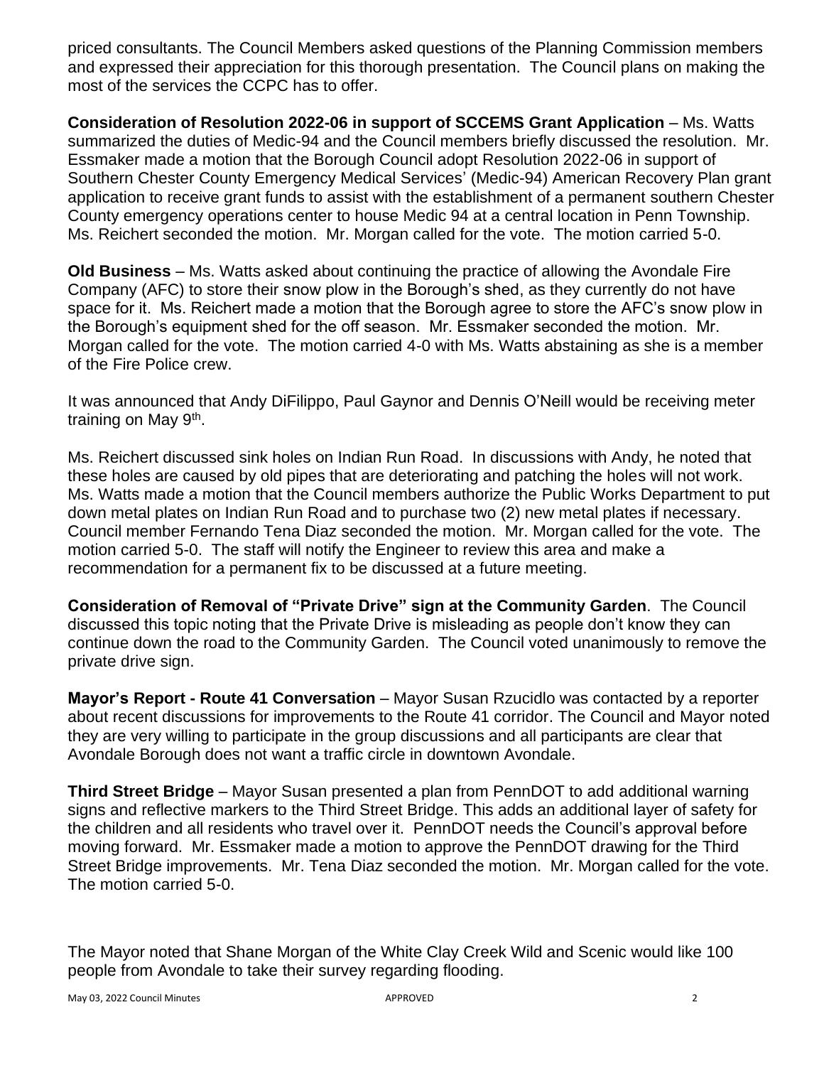priced consultants. The Council Members asked questions of the Planning Commission members and expressed their appreciation for this thorough presentation. The Council plans on making the most of the services the CCPC has to offer.

**Consideration of Resolution 2022-06 in support of SCCEMS Grant Application** – Ms. Watts summarized the duties of Medic-94 and the Council members briefly discussed the resolution. Mr. Essmaker made a motion that the Borough Council adopt Resolution 2022-06 in support of Southern Chester County Emergency Medical Services' (Medic-94) American Recovery Plan grant application to receive grant funds to assist with the establishment of a permanent southern Chester County emergency operations center to house Medic 94 at a central location in Penn Township. Ms. Reichert seconded the motion. Mr. Morgan called for the vote. The motion carried 5-0.

**Old Business** – Ms. Watts asked about continuing the practice of allowing the Avondale Fire Company (AFC) to store their snow plow in the Borough's shed, as they currently do not have space for it. Ms. Reichert made a motion that the Borough agree to store the AFC's snow plow in the Borough's equipment shed for the off season. Mr. Essmaker seconded the motion. Mr. Morgan called for the vote. The motion carried 4-0 with Ms. Watts abstaining as she is a member of the Fire Police crew.

It was announced that Andy DiFilippo, Paul Gaynor and Dennis O'Neill would be receiving meter training on May 9th.

Ms. Reichert discussed sink holes on Indian Run Road. In discussions with Andy, he noted that these holes are caused by old pipes that are deteriorating and patching the holes will not work. Ms. Watts made a motion that the Council members authorize the Public Works Department to put down metal plates on Indian Run Road and to purchase two (2) new metal plates if necessary. Council member Fernando Tena Diaz seconded the motion. Mr. Morgan called for the vote. The motion carried 5-0. The staff will notify the Engineer to review this area and make a recommendation for a permanent fix to be discussed at a future meeting.

**Consideration of Removal of "Private Drive" sign at the Community Garden**. The Council discussed this topic noting that the Private Drive is misleading as people don't know they can continue down the road to the Community Garden. The Council voted unanimously to remove the private drive sign.

**Mayor's Report - Route 41 Conversation** – Mayor Susan Rzucidlo was contacted by a reporter about recent discussions for improvements to the Route 41 corridor. The Council and Mayor noted they are very willing to participate in the group discussions and all participants are clear that Avondale Borough does not want a traffic circle in downtown Avondale.

**Third Street Bridge** – Mayor Susan presented a plan from PennDOT to add additional warning signs and reflective markers to the Third Street Bridge. This adds an additional layer of safety for the children and all residents who travel over it. PennDOT needs the Council's approval before moving forward. Mr. Essmaker made a motion to approve the PennDOT drawing for the Third Street Bridge improvements. Mr. Tena Diaz seconded the motion. Mr. Morgan called for the vote. The motion carried 5-0.

The Mayor noted that Shane Morgan of the White Clay Creek Wild and Scenic would like 100 people from Avondale to take their survey regarding flooding.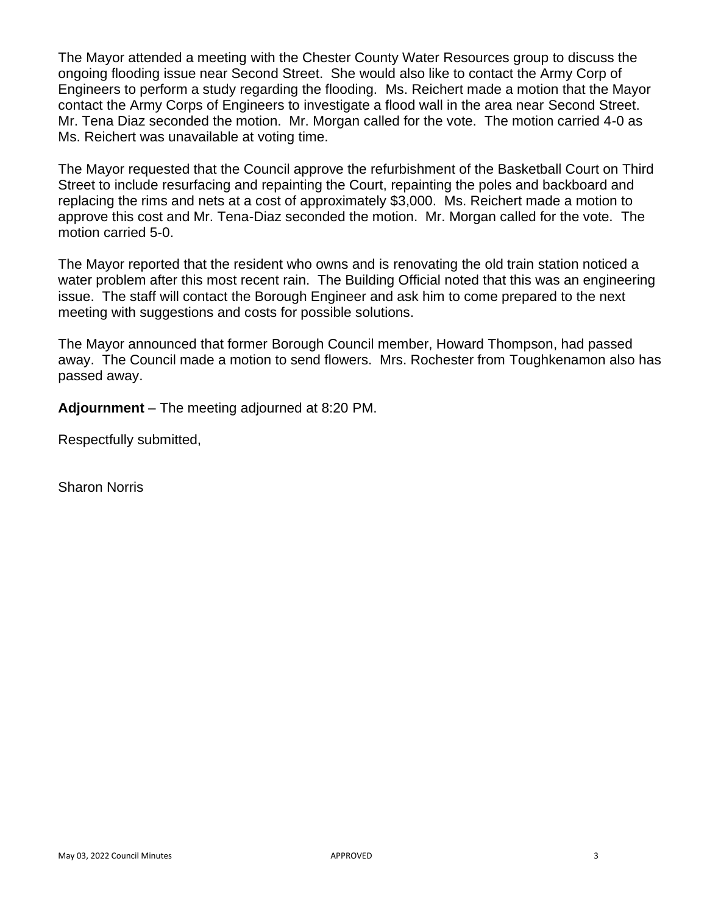The Mayor attended a meeting with the Chester County Water Resources group to discuss the ongoing flooding issue near Second Street. She would also like to contact the Army Corp of Engineers to perform a study regarding the flooding. Ms. Reichert made a motion that the Mayor contact the Army Corps of Engineers to investigate a flood wall in the area near Second Street. Mr. Tena Diaz seconded the motion. Mr. Morgan called for the vote. The motion carried 4-0 as Ms. Reichert was unavailable at voting time.

The Mayor requested that the Council approve the refurbishment of the Basketball Court on Third Street to include resurfacing and repainting the Court, repainting the poles and backboard and replacing the rims and nets at a cost of approximately $3,000. Ms. Reichert made a motion to approve this cost and Mr. Tena-Diaz seconded the motion. Mr. Morgan called for the vote. The motion carried 5-0.

The Mayor reported that the resident who owns and is renovating the old train station noticed a water problem after this most recent rain. The Building Official noted that this was an engineering issue. The staff will contact the Borough Engineer and ask him to come prepared to the next meeting with suggestions and costs for possible solutions.

The Mayor announced that former Borough Council member, Howard Thompson, had passed away. The Council made a motion to send flowers. Mrs. Rochester from Toughkenamon also has passed away.

**Adjournment** – The meeting adjourned at 8:20 PM.

Respectfully submitted,

Sharon Norris